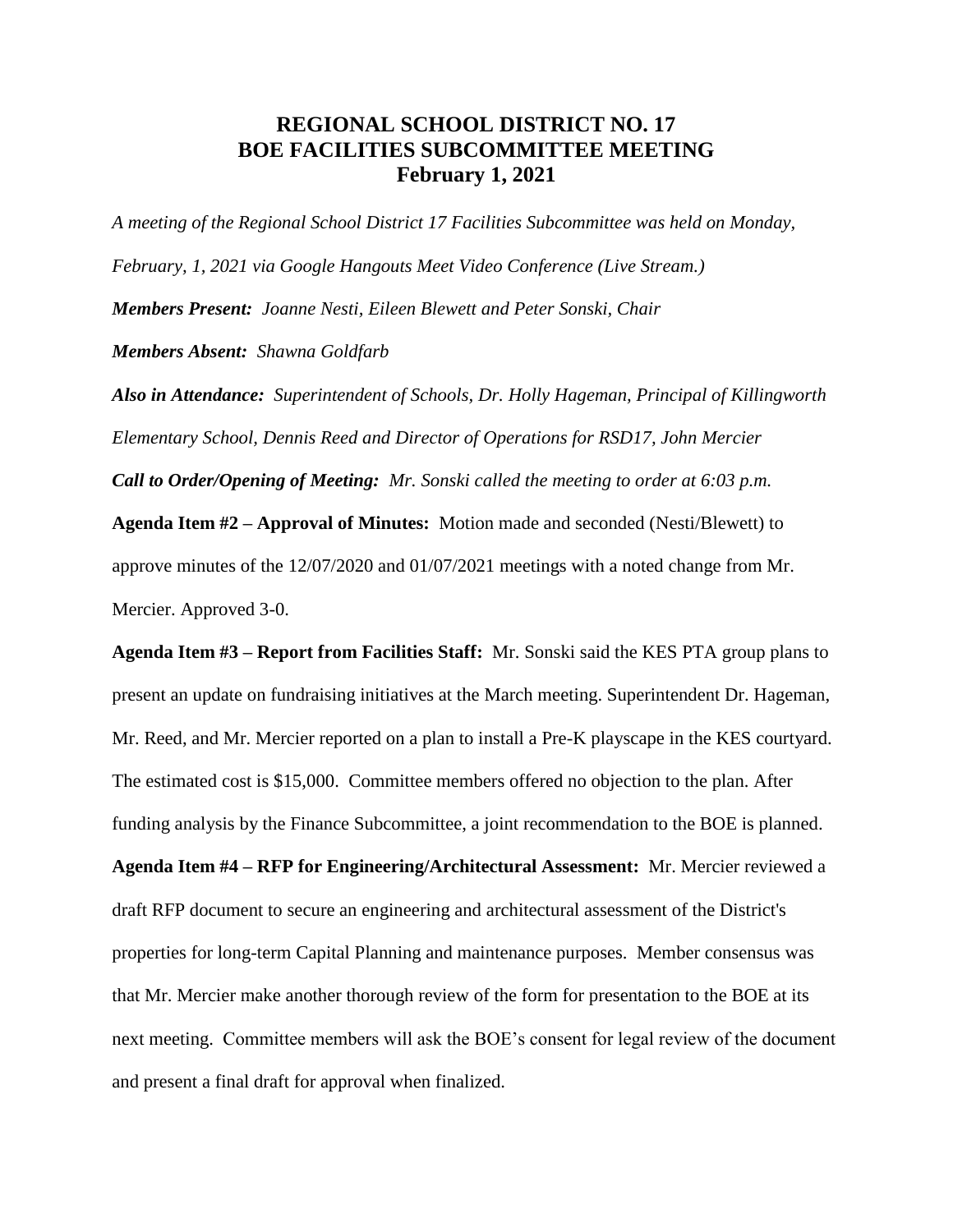# REGIONAL SCHOOL DISTRICT NO. 17
# BOE FACILITIES SUBCOMMITTEE MEETING
# February 1, 2021

*A meeting of the Regional School District 17 Facilities Subcommittee was held on Monday, February, 1, 2021 via Google Hangouts Meet Video Conference (Live Stream.)*

***Members Present:*** *Joanne Nesti, Eileen Blewett and Peter Sonski, Chair*

***Members Absent:*** *Shawna Goldfarb*

***Also in Attendance:*** *Superintendent of Schools, Dr. Holly Hageman, Principal of Killingworth Elementary School, Dennis Reed and Director of Operations for RSD17, John Mercier*

***Call to Order/Opening of Meeting:*** *Mr. Sonski called the meeting to order at 6:03 p.m.*

**Agenda Item #2 – Approval of Minutes:** Motion made and seconded (Nesti/Blewett) to approve minutes of the 12/07/2020 and 01/07/2021 meetings with a noted change from Mr. Mercier. Approved 3-0.

**Agenda Item #3 – Report from Facilities Staff:** Mr. Sonski said the KES PTA group plans to present an update on fundraising initiatives at the March meeting. Superintendent Dr. Hageman, Mr. Reed, and Mr. Mercier reported on a plan to install a Pre-K playscape in the KES courtyard. The estimated cost is $15,000. Committee members offered no objection to the plan. After funding analysis by the Finance Subcommittee, a joint recommendation to the BOE is planned.

**Agenda Item #4 – RFP for Engineering/Architectural Assessment:** Mr. Mercier reviewed a draft RFP document to secure an engineering and architectural assessment of the District's properties for long-term Capital Planning and maintenance purposes. Member consensus was that Mr. Mercier make another thorough review of the form for presentation to the BOE at its next meeting. Committee members will ask the BOE's consent for legal review of the document and present a final draft for approval when finalized.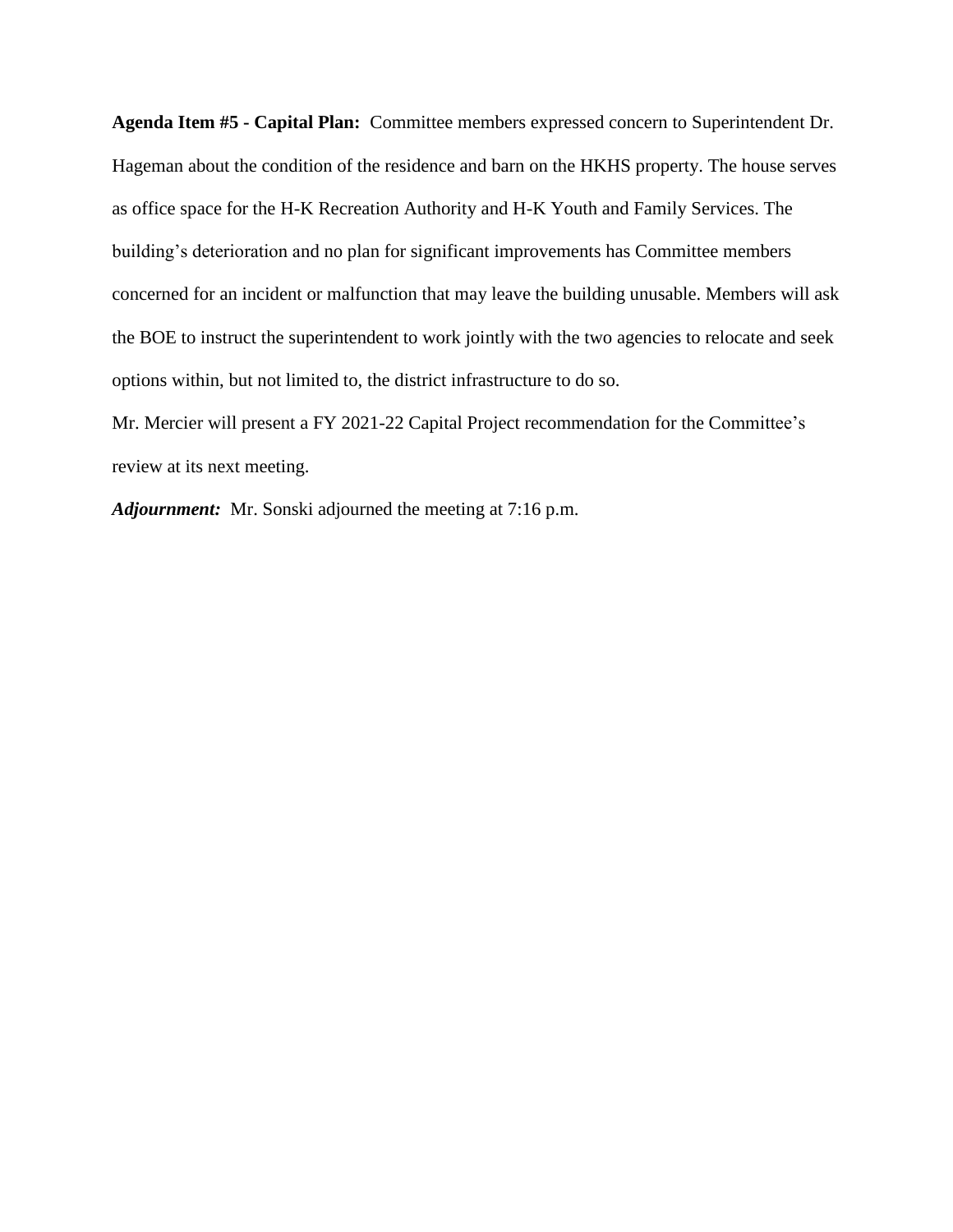**Agenda Item #5 - Capital Plan:** Committee members expressed concern to Superintendent Dr. Hageman about the condition of the residence and barn on the HKHS property. The house serves as office space for the H-K Recreation Authority and H-K Youth and Family Services. The building's deterioration and no plan for significant improvements has Committee members concerned for an incident or malfunction that may leave the building unusable. Members will ask the BOE to instruct the superintendent to work jointly with the two agencies to relocate and seek options within, but not limited to, the district infrastructure to do so.

Mr. Mercier will present a FY 2021-22 Capital Project recommendation for the Committee's review at its next meeting.

***Adjournment:*** Mr. Sonski adjourned the meeting at 7:16 p.m.